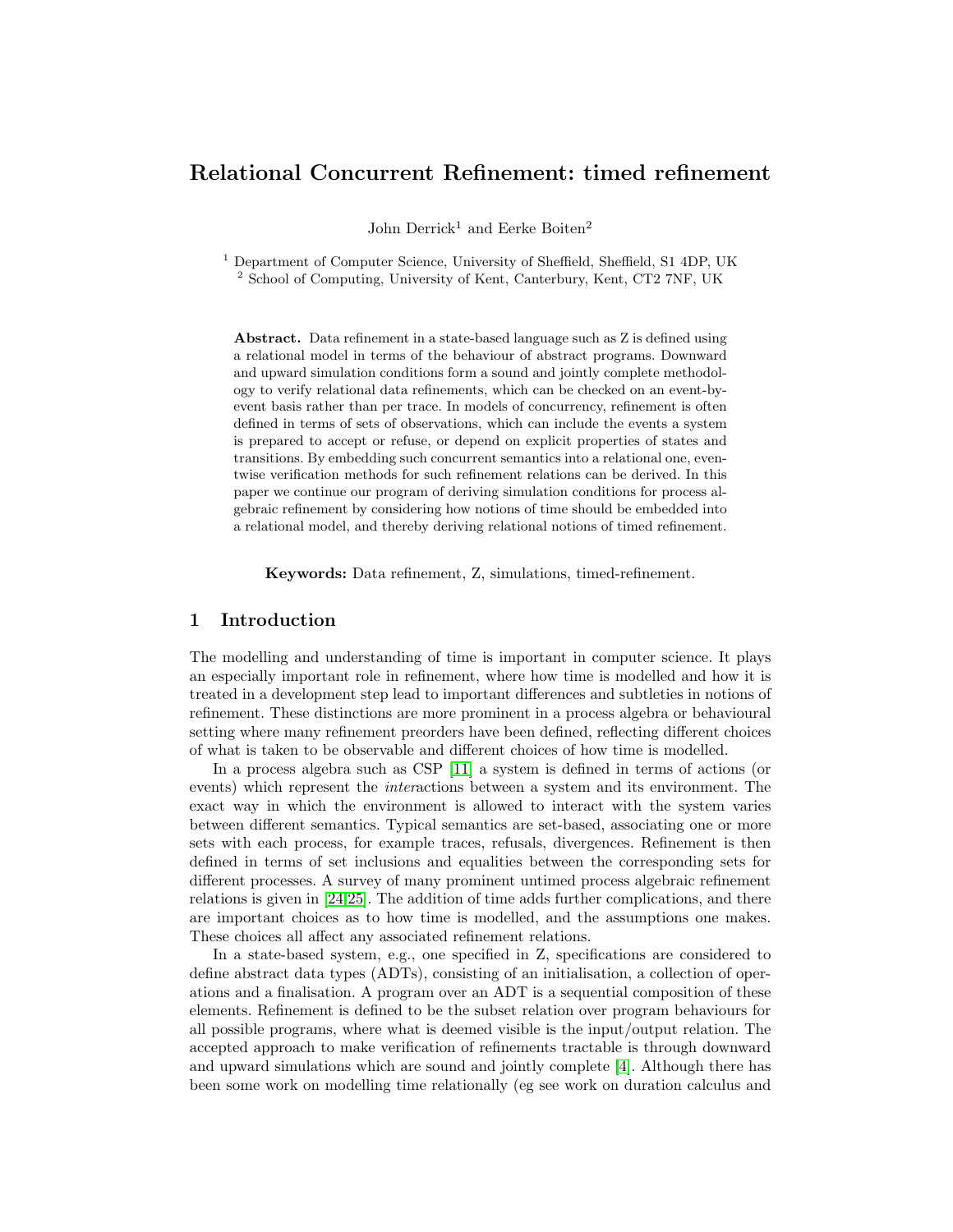# Relational Concurrent Refinement: timed refinement

John Derrick[1] and Eerke Boiten[2]

[1] Department of Computer Science, University of Sheffield, Sheffield, S1 4DP, UK
[2] School of Computing, University of Kent, Canterbury, Kent, CT2 7NF, UK

**Abstract.** Data refinement in a state-based language such as Z is defined using a relational model in terms of the behaviour of abstract programs. Downward and upward simulation conditions form a sound and jointly complete methodology to verify relational data refinements, which can be checked on an event-by-event basis rather than per trace. In models of concurrency, refinement is often defined in terms of sets of observations, which can include the events a system is prepared to accept or refuse, or depend on explicit properties of states and transitions. By embedding such concurrent semantics into a relational one, eventwise verification methods for such refinement relations can be derived. In this paper we continue our program of deriving simulation conditions for process algebraic refinement by considering how notions of time should be embedded into a relational model, and thereby deriving relational notions of timed refinement.

**Keywords:** Data refinement, Z, simulations, timed-refinement.

## 1 Introduction

The modelling and understanding of time is important in computer science. It plays an especially important role in refinement, where how time is modelled and how it is treated in a development step lead to important differences and subtleties in notions of refinement. These distinctions are more prominent in a process algebra or behavioural setting where many refinement preorders have been defined, reflecting different choices of what is taken to be observable and different choices of how time is modelled.

In a process algebra such as CSP [11] a system is defined in terms of actions (or events) which represent the *inter*actions between a system and its environment. The exact way in which the environment is allowed to interact with the system varies between different semantics. Typical semantics are set-based, associating one or more sets with each process, for example traces, refusals, divergences. Refinement is then defined in terms of set inclusions and equalities between the corresponding sets for different processes. A survey of many prominent untimed process algebraic refinement relations is given in [24,25]. The addition of time adds further complications, and there are important choices as to how time is modelled, and the assumptions one makes. These choices all affect any associated refinement relations.

In a state-based system, e.g., one specified in Z, specifications are considered to define abstract data types (ADTs), consisting of an initialisation, a collection of operations and a finalisation. A program over an ADT is a sequential composition of these elements. Refinement is defined to be the subset relation over program behaviours for all possible programs, where what is deemed visible is the input/output relation. The accepted approach to make verification of refinements tractable is through downward and upward simulations which are sound and jointly complete [4]. Although there has been some work on modelling time relationally (eg see work on duration calculus and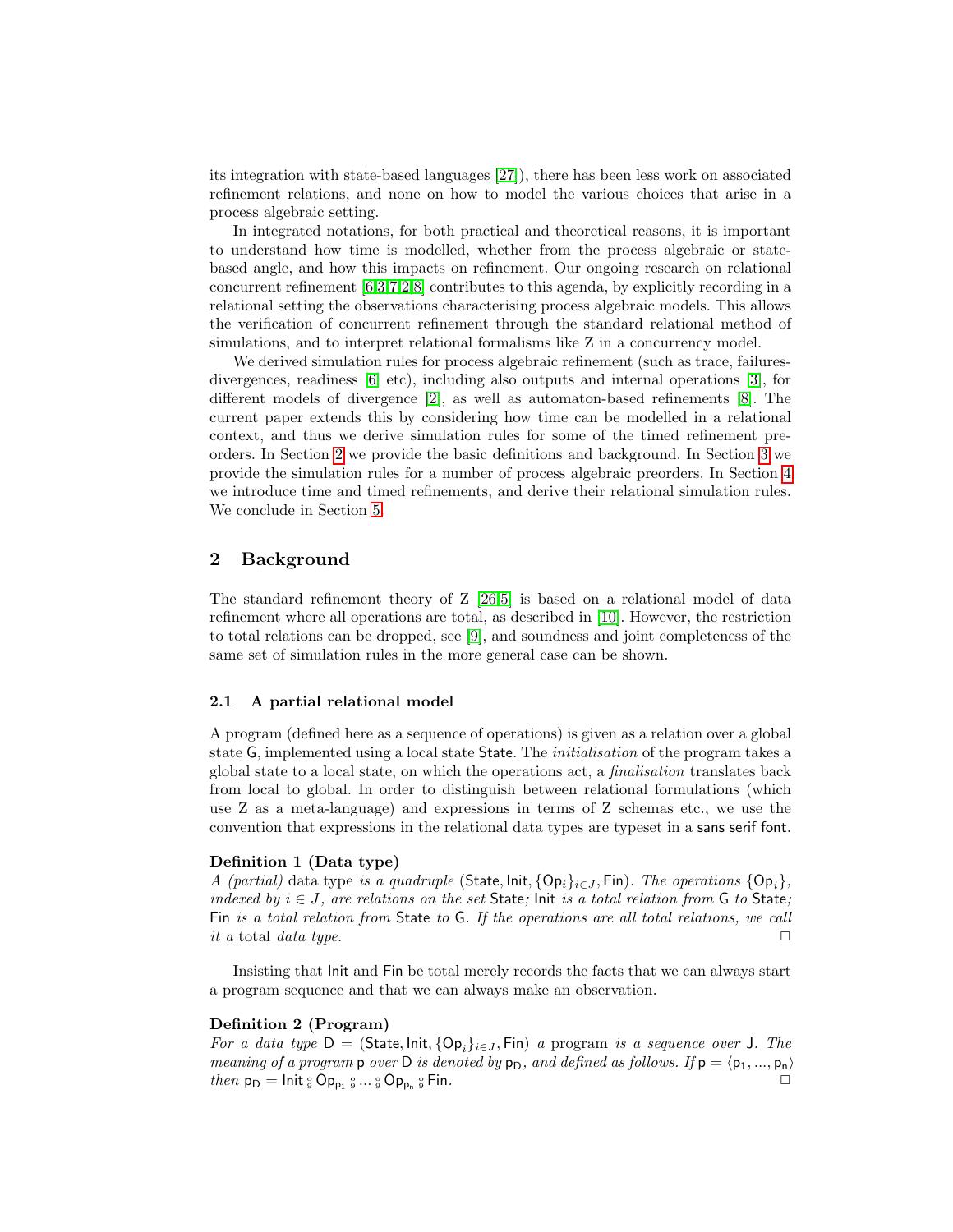its integration with state-based languages [27]), there has been less work on associated refinement relations, and none on how to model the various choices that arise in a process algebraic setting.

In integrated notations, for both practical and theoretical reasons, it is important to understand how time is modelled, whether from the process algebraic or state-based angle, and how this impacts on refinement. Our ongoing research on relational concurrent refinement [6,3,7,2,8] contributes to this agenda, by explicitly recording in a relational setting the observations characterising process algebraic models. This allows the verification of concurrent refinement through the standard relational method of simulations, and to interpret relational formalisms like Z in a concurrency model.

We derived simulation rules for process algebraic refinement (such as trace, failures-divergences, readiness [6] etc), including also outputs and internal operations [3], for different models of divergence [2], as well as automaton-based refinements [8]. The current paper extends this by considering how time can be modelled in a relational context, and thus we derive simulation rules for some of the timed refinement preorders. In Section 2 we provide the basic definitions and background. In Section 3 we provide the simulation rules for a number of process algebraic preorders. In Section 4 we introduce time and timed refinements, and derive their relational simulation rules. We conclude in Section 5.

## 2 Background

The standard refinement theory of Z [26,5] is based on a relational model of data refinement where all operations are total, as described in [10]. However, the restriction to total relations can be dropped, see [9], and soundness and joint completeness of the same set of simulation rules in the more general case can be shown.

### 2.1 A partial relational model

A program (defined here as a sequence of operations) is given as a relation over a global state $\mathsf{G}$, implemented using a local state $\mathsf{State}$. The *initialisation* of the program takes a global state to a local state, on which the operations act, a *finalisation* translates back from local to global. In order to distinguish between relational formulations (which use Z as a meta-language) and expressions in terms of Z schemas etc., we use the convention that expressions in the relational data types are typeset in a $\mathsf{sans\ serif\ font}$.

**Definition 1 (Data type)**
*A (partial)* data type *is a quadruple* $(\mathsf{State}, \mathsf{Init}, \{\mathsf{Op}_i\}_{i \in J}, \mathsf{Fin})$*. The operations* $\{\mathsf{Op}_i\}$*, indexed by* $i \in J$*, are relations on the set* $\mathsf{State}$*;* $\mathsf{Init}$ *is a total relation from* $\mathsf{G}$ *to* $\mathsf{State}$*;* $\mathsf{Fin}$ *is a total relation from* $\mathsf{State}$ *to* $\mathsf{G}$*. If the operations are all total relations, we call it a* total *data type.* □

Insisting that $\mathsf{Init}$ and $\mathsf{Fin}$ be total merely records the facts that we can always start a program sequence and that we can always make an observation.

**Definition 2 (Program)**
*For a data type* $\mathsf{D} = (\mathsf{State}, \mathsf{Init}, \{\mathsf{Op}_i\}_{i \in J}, \mathsf{Fin})$ *a* program *is a sequence over* $\mathsf{J}$*. The meaning of a program* $\mathsf{p}$ *over* $\mathsf{D}$ *is denoted by* $\mathsf{p_D}$*, and defined as follows. If* $\mathsf{p} = \langle \mathsf{p_1}, ..., \mathsf{p_n} \rangle$ *then* $\mathsf{p_D} = \mathsf{Init} \mathbin{⨾} \mathsf{Op_{p_1}} \mathbin{⨾} ... \mathbin{⨾} \mathsf{Op_{p_n}} \mathbin{⨾} \mathsf{Fin}$*.* □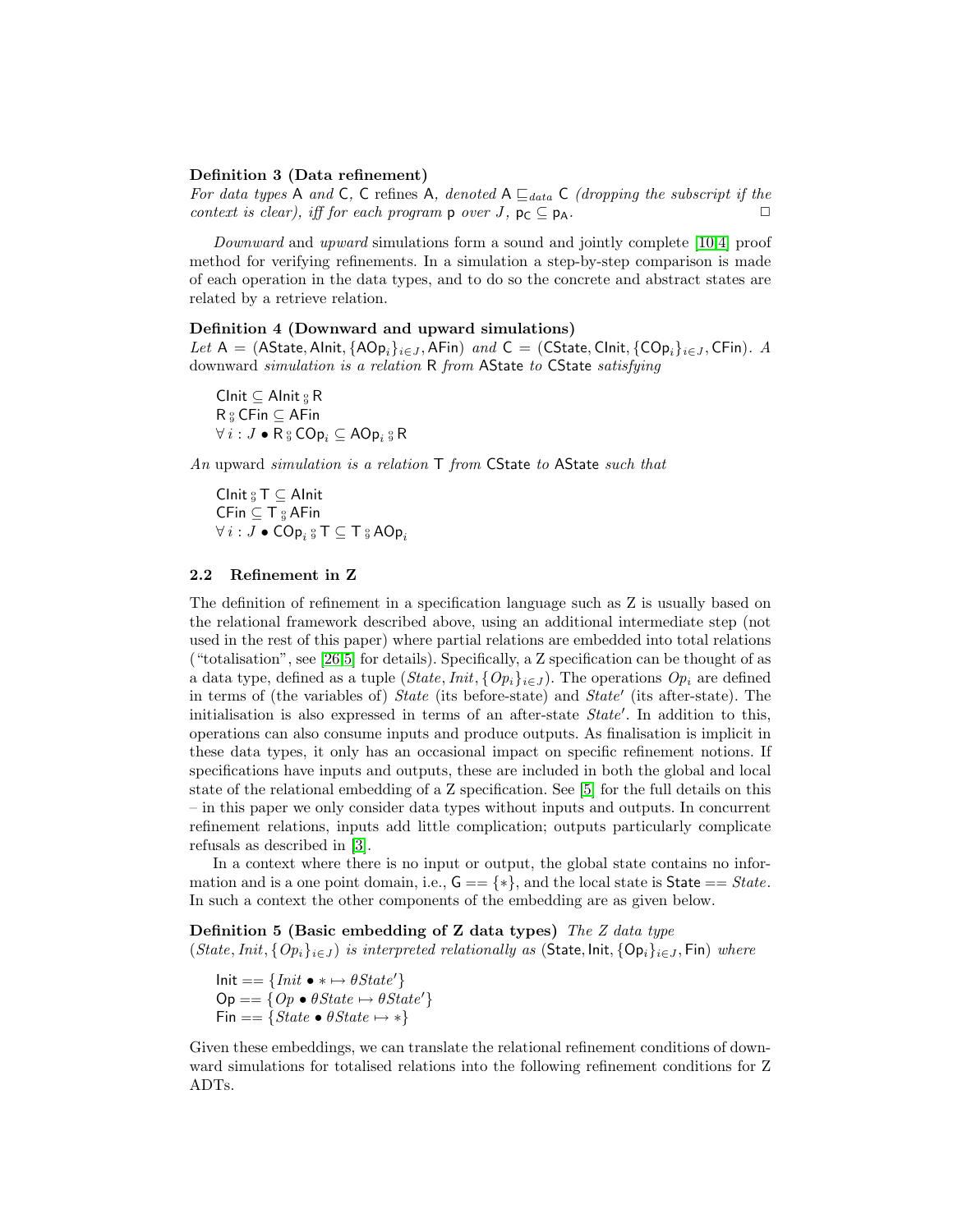**Definition 3 (Data refinement)**
*For data types* $\mathsf{A}$ *and* $\mathsf{C}$*,* $\mathsf{C}$ refines $\mathsf{A}$*, denoted* $\mathsf{A} \sqsubseteq_{data} \mathsf{C}$ *(dropping the subscript if the context is clear), iff for each program* $\mathsf{p}$ *over* $J$*,* $\mathsf{p_C} \subseteq \mathsf{p_A}$*.* □

*Downward* and *upward* simulations form a sound and jointly complete [10,4] proof method for verifying refinements. In a simulation a step-by-step comparison is made of each operation in the data types, and to do so the concrete and abstract states are related by a retrieve relation.

**Definition 4 (Downward and upward simulations)**
*Let* $\mathsf{A} = (\mathsf{AState}, \mathsf{AInit}, \{\mathsf{AOp}_i\}_{i \in J}, \mathsf{AFin})$ *and* $\mathsf{C} = (\mathsf{CState}, \mathsf{CInit}, \{\mathsf{COp}_i\}_{i \in J}, \mathsf{CFin})$*. A* downward *simulation is a relation* $\mathsf{R}$ *from* $\mathsf{AState}$ *to* $\mathsf{CState}$ *satisfying*

$$\mathsf{CInit} \subseteq \mathsf{AInit} \fatsemi \mathsf{R}$$
$$\mathsf{R} \fatsemi \mathsf{CFin} \subseteq \mathsf{AFin}$$
$$\forall\, i : J \bullet \mathsf{R} \fatsemi \mathsf{COp}_i \subseteq \mathsf{AOp}_i \fatsemi \mathsf{R}$$

*An* upward *simulation is a relation* $\mathsf{T}$ *from* $\mathsf{CState}$ *to* $\mathsf{AState}$ *such that*

$$\mathsf{CInit} \fatsemi \mathsf{T} \subseteq \mathsf{AInit}$$
$$\mathsf{CFin} \subseteq \mathsf{T} \fatsemi \mathsf{AFin}$$
$$\forall\, i : J \bullet \mathsf{COp}_i \fatsemi \mathsf{T} \subseteq \mathsf{T} \fatsemi \mathsf{AOp}_i$$

## 2.2 Refinement in Z

The definition of refinement in a specification language such as Z is usually based on the relational framework described above, using an additional intermediate step (not used in the rest of this paper) where partial relations are embedded into total relations ("totalisation", see [26,5] for details). Specifically, a Z specification can be thought of as a data type, defined as a tuple $(State, Init, \{Op_i\}_{i \in J})$. The operations $Op_i$ are defined in terms of (the variables of) $State$ (its before-state) and $State'$ (its after-state). The initialisation is also expressed in terms of an after-state $State'$. In addition to this, operations can also consume inputs and produce outputs. As finalisation is implicit in these data types, it only has an occasional impact on specific refinement notions. If specifications have inputs and outputs, these are included in both the global and local state of the relational embedding of a Z specification. See [5] for the full details on this – in this paper we only consider data types without inputs and outputs. In concurrent refinement relations, inputs add little complication; outputs particularly complicate refusals as described in [3].

In a context where there is no input or output, the global state contains no information and is a one point domain, i.e., $\mathsf{G} == \{*\}$, and the local state is $\mathsf{State} == State$. In such a context the other components of the embedding are as given below.

**Definition 5 (Basic embedding of Z data types)** *The Z data type* $(State, Init, \{Op_i\}_{i \in J})$ *is interpreted relationally as* $(\mathsf{State}, \mathsf{Init}, \{\mathsf{Op}_i\}_{i \in J}, \mathsf{Fin})$ *where*

$$\mathsf{Init} == \{Init \bullet * \mapsto \theta State'\}$$
$$\mathsf{Op} == \{Op \bullet \theta State \mapsto \theta State'\}$$
$$\mathsf{Fin} == \{State \bullet \theta State \mapsto *\}$$

Given these embeddings, we can translate the relational refinement conditions of downward simulations for totalised relations into the following refinement conditions for Z ADTs.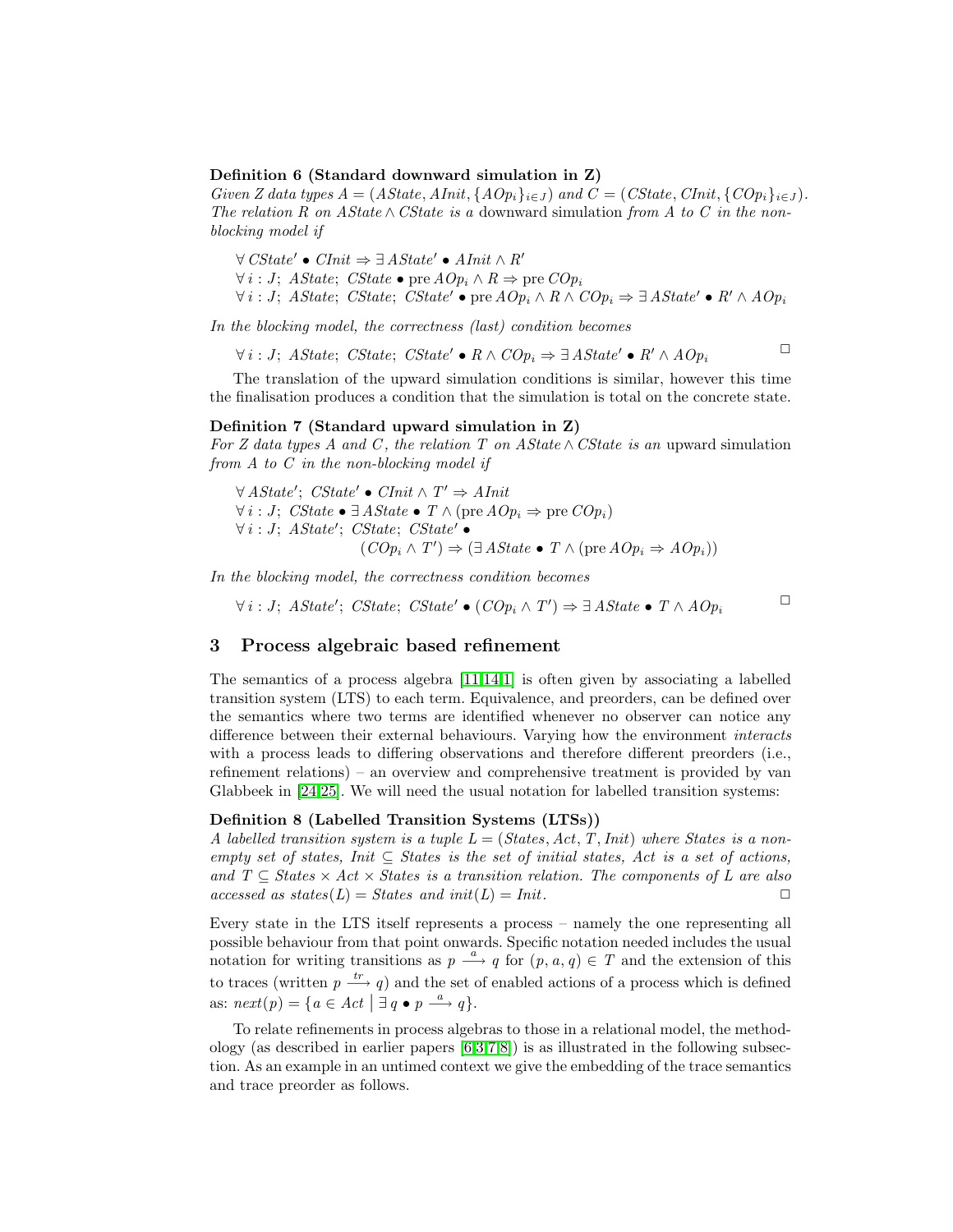**Definition 6 (Standard downward simulation in Z)**
*Given Z data types $A = (AState, AInit, \{AOp_i\}_{i \in J})$ and $C = (CState, CInit, \{COp_i\}_{i \in J})$. The relation $R$ on $AState \wedge CState$ is a* downward simulation *from $A$ to $C$ in the non-blocking model if*

$$\forall\, CState' \bullet CInit \Rightarrow \exists\, AState' \bullet AInit \wedge R'$$
$$\forall\, i : J;\ AState;\ CState \bullet \text{pre}\, AOp_i \wedge R \Rightarrow \text{pre}\, COp_i$$
$$\forall\, i : J;\ AState;\ CState;\ CState' \bullet \text{pre}\, AOp_i \wedge R \wedge COp_i \Rightarrow \exists\, AState' \bullet R' \wedge AOp_i$$

*In the blocking model, the correctness (last) condition becomes*

$$\forall\, i : J;\ AState;\ CState;\ CState' \bullet R \wedge COp_i \Rightarrow \exists\, AState' \bullet R' \wedge AOp_i$$

□

The translation of the upward simulation conditions is similar, however this time the finalisation produces a condition that the simulation is total on the concrete state.

**Definition 7 (Standard upward simulation in Z)**
*For Z data types $A$ and $C$, the relation $T$ on $AState \wedge CState$ is an* upward simulation *from $A$ to $C$ in the non-blocking model if*

$$\forall\, AState';\ CState' \bullet CInit \wedge T' \Rightarrow AInit$$
$$\forall\, i : J;\ CState \bullet \exists\, AState \bullet T \wedge (\text{pre}\, AOp_i \Rightarrow \text{pre}\, COp_i)$$
$$\forall\, i : J;\ AState';\ CState;\ CState' \bullet (COp_i \wedge T') \Rightarrow (\exists\, AState \bullet T \wedge (\text{pre}\, AOp_i \Rightarrow AOp_i))$$

*In the blocking model, the correctness condition becomes*

$$\forall\, i : J;\ AState';\ CState;\ CState' \bullet (COp_i \wedge T') \Rightarrow \exists\, AState \bullet T \wedge AOp_i$$

□

## 3 Process algebraic based refinement

The semantics of a process algebra [11,14,1] is often given by associating a labelled transition system (LTS) to each term. Equivalence, and preorders, can be defined over the semantics where two terms are identified whenever no observer can notice any difference between their external behaviours. Varying how the environment *interacts* with a process leads to differing observations and therefore different preorders (i.e., refinement relations) – an overview and comprehensive treatment is provided by van Glabbeek in [24,25]. We will need the usual notation for labelled transition systems:

**Definition 8 (Labelled Transition Systems (LTSs))**
*A labelled transition system is a tuple $L = (States, Act, T, Init)$ where States is a non-empty set of states, $Init \subseteq States$ is the set of initial states, Act is a set of actions, and $T \subseteq States \times Act \times States$ is a transition relation. The components of $L$ are also accessed as $states(L) = States$ and $init(L) = Init$.* □

Every state in the LTS itself represents a process – namely the one representing all possible behaviour from that point onwards. Specific notation needed includes the usual notation for writing transitions as $p \xrightarrow{a} q$ for $(p, a, q) \in T$ and the extension of this to traces (written $p \xrightarrow{tr} q$) and the set of enabled actions of a process which is defined as: $next(p) = \{a \in Act \mid \exists\, q \bullet p \xrightarrow{a} q\}$.

To relate refinements in process algebras to those in a relational model, the methodology (as described in earlier papers [6,3,7,8]) is as illustrated in the following subsection. As an example in an untimed context we give the embedding of the trace semantics and trace preorder as follows.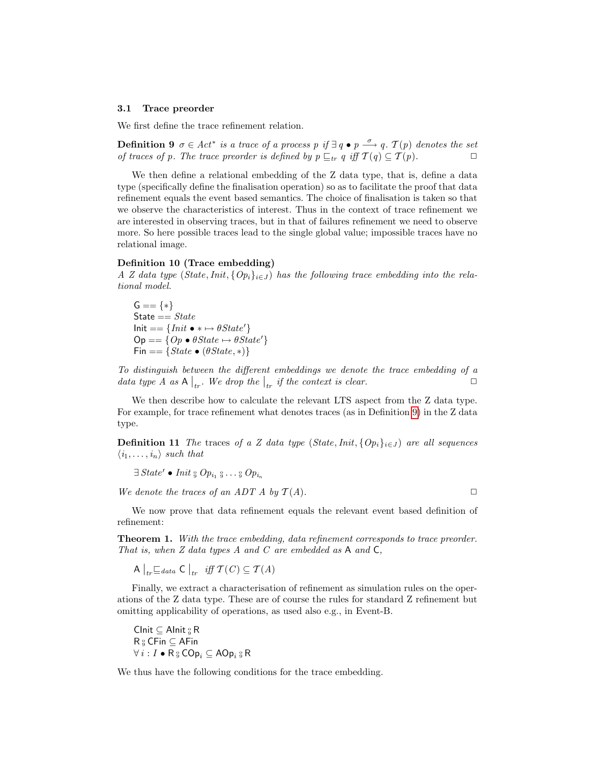### 3.1 Trace preorder

We first define the trace refinement relation.

**Definition 9** *$\sigma \in Act^*$ is a trace of a process $p$ if $\exists\, q \bullet p \xrightarrow{\sigma} q$. $\mathcal{T}(p)$ denotes the set of traces of $p$. The trace preorder is defined by $p \sqsubseteq_{tr} q$ iff $\mathcal{T}(q) \subseteq \mathcal{T}(p)$.* $\square$

We then define a relational embedding of the Z data type, that is, define a data type (specifically define the finalisation operation) so as to facilitate the proof that data refinement equals the event based semantics. The choice of finalisation is taken so that we observe the characteristics of interest. Thus in the context of trace refinement we are interested in observing traces, but in that of failures refinement we need to observe more. So here possible traces lead to the single global value; impossible traces have no relational image.

**Definition 10 (Trace embedding)**
*A Z data type $(State, Init, \{Op_i\}_{i \in J})$ has the following trace embedding into the relational model.*

$$
\begin{array}{l}
\mathsf{G} == \{*\} \\
\mathsf{State} == State \\
\mathsf{Init} == \{Init \bullet * \mapsto \theta State'\} \\
\mathsf{Op} == \{Op \bullet \theta State \mapsto \theta State'\} \\
\mathsf{Fin} == \{State \bullet (\theta State, *)\}
\end{array}
$$

*To distinguish between the different embeddings we denote the trace embedding of a data type $A$ as $\mathsf{A}\,|_{tr}$. We drop the $|_{tr}$ if the context is clear.* $\square$

We then describe how to calculate the relevant LTS aspect from the Z data type. For example, for trace refinement what denotes traces (as in Definition 9) in the Z data type.

**Definition 11** *The traces of a Z data type $(State, Init, \{Op_i\}_{i \in J})$ are all sequences $\langle i_1, \ldots, i_n \rangle$ such that*

$$\exists\, State' \bullet Init \operatorname{⨾} Op_{i_1} \operatorname{⨾} \ldots \operatorname{⨾} Op_{i_n}$$

*We denote the traces of an ADT $A$ by $\mathcal{T}(A)$.* $\square$

We now prove that data refinement equals the relevant event based definition of refinement:

**Theorem 1.** *With the trace embedding, data refinement corresponds to trace preorder. That is, when Z data types $A$ and $C$ are embedded as $\mathsf{A}$ and $\mathsf{C}$,*

$$\mathsf{A}\,|_{tr} \sqsubseteq_{data} \mathsf{C}\,|_{tr} \quad \text{iff } \mathcal{T}(C) \subseteq \mathcal{T}(A)$$

Finally, we extract a characterisation of refinement as simulation rules on the operations of the Z data type. These are of course the rules for standard Z refinement but omitting applicability of operations, as used also e.g., in Event-B.

$$
\begin{array}{l}
\mathsf{CInit} \subseteq \mathsf{AInit} \operatorname{⨾} \mathsf{R} \\
\mathsf{R} \operatorname{⨾} \mathsf{CFin} \subseteq \mathsf{AFin} \\
\forall\, i : I \bullet \mathsf{R} \operatorname{⨾} \mathsf{COp}_i \subseteq \mathsf{AOp}_i \operatorname{⨾} \mathsf{R}
\end{array}
$$

We thus have the following conditions for the trace embedding.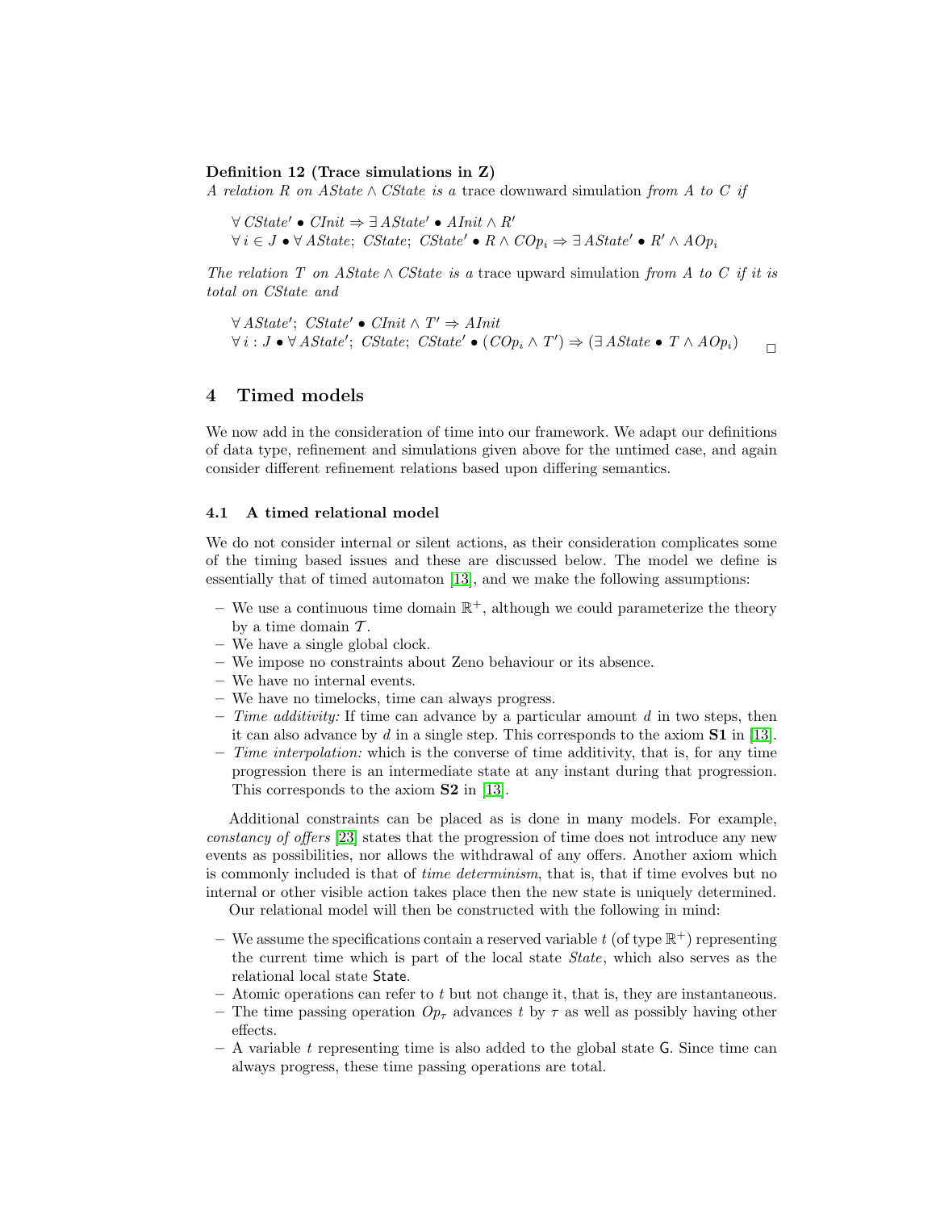**Definition 12 (Trace simulations in Z)**
*A relation $R$ on $AState \wedge CState$ is a* trace downward simulation *from $A$ to $C$ if*

$$\forall\, CState' \bullet CInit \Rightarrow \exists\, AState' \bullet AInit \wedge R'$$
$$\forall\, i \in J \bullet \forall\, AState;\; CState;\; CState' \bullet R \wedge COp_i \Rightarrow \exists\, AState' \bullet R' \wedge AOp_i$$

*The relation $T$ on $AState \wedge CState$ is a* trace upward simulation *from $A$ to $C$ if it is total on $CState$ and*

$$\forall\, AState';\; CState' \bullet CInit \wedge T' \Rightarrow AInit$$
$$\forall\, i : J \bullet \forall\, AState';\; CState;\; CState' \bullet (COp_i \wedge T') \Rightarrow (\exists\, AState \bullet T \wedge AOp_i) \qquad \square$$

## 4 Timed models

We now add in the consideration of time into our framework. We adapt our definitions of data type, refinement and simulations given above for the untimed case, and again consider different refinement relations based upon differing semantics.

### 4.1 A timed relational model

We do not consider internal or silent actions, as their consideration complicates some of the timing based issues and these are discussed below. The model we define is essentially that of timed automaton [13], and we make the following assumptions:

- We use a continuous time domain $\mathbb{R}^+$, although we could parameterize the theory by a time domain $\mathcal{T}$.
- We have a single global clock.
- We impose no constraints about Zeno behaviour or its absence.
- We have no internal events.
- We have no timelocks, time can always progress.
- *Time additivity:* If time can advance by a particular amount $d$ in two steps, then it can also advance by $d$ in a single step. This corresponds to the axiom **S1** in [13].
- *Time interpolation:* which is the converse of time additivity, that is, for any time progression there is an intermediate state at any instant during that progression. This corresponds to the axiom **S2** in [13].

Additional constraints can be placed as is done in many models. For example, *constancy of offers* [23] states that the progression of time does not introduce any new events as possibilities, nor allows the withdrawal of any offers. Another axiom which is commonly included is that of *time determinism*, that is, that if time evolves but no internal or other visible action takes place then the new state is uniquely determined.

Our relational model will then be constructed with the following in mind:

- We assume the specifications contain a reserved variable $t$ (of type $\mathbb{R}^+$) representing the current time which is part of the local state *State*, which also serves as the relational local state $\mathsf{State}$.
- Atomic operations can refer to $t$ but not change it, that is, they are instantaneous.
- The time passing operation $Op_\tau$ advances $t$ by $\tau$ as well as possibly having other effects.
- A variable $t$ representing time is also added to the global state $\mathsf{G}$. Since time can always progress, these time passing operations are total.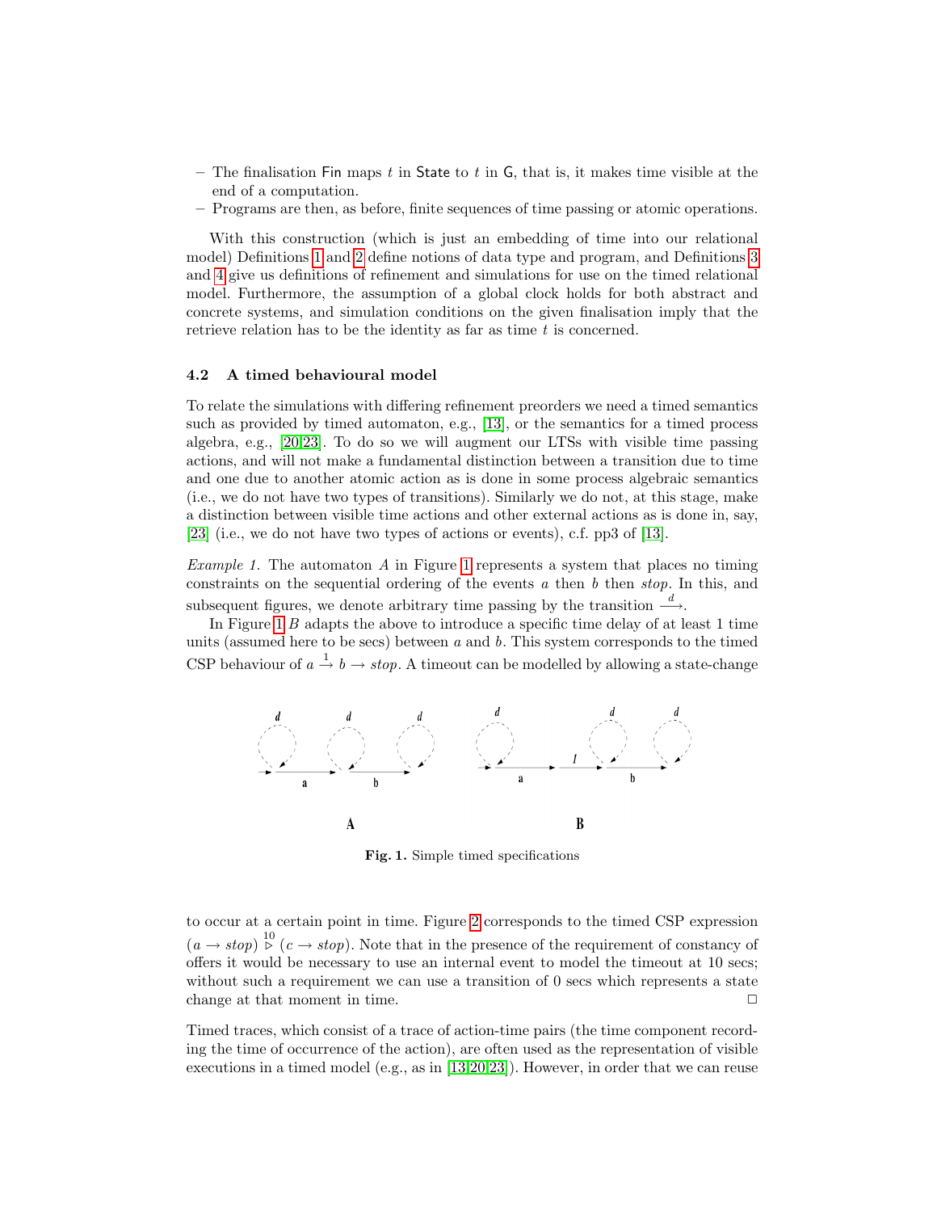– The finalisation Fin maps $t$ in State to $t$ in G, that is, it makes time visible at the end of a computation.
– Programs are then, as before, finite sequences of time passing or atomic operations.

With this construction (which is just an embedding of time into our relational model) Definitions 1 and 2 define notions of data type and program, and Definitions 3 and 4 give us definitions of refinement and simulations for use on the timed relational model. Furthermore, the assumption of a global clock holds for both abstract and concrete systems, and simulation conditions on the given finalisation imply that the retrieve relation has to be the identity as far as time $t$ is concerned.

### 4.2 A timed behavioural model

To relate the simulations with differing refinement preorders we need a timed semantics such as provided by timed automaton, e.g., [13], or the semantics for a timed process algebra, e.g., [20,23]. To do so we will augment our LTSs with visible time passing actions, and will not make a fundamental distinction between a transition due to time and one due to another atomic action as is done in some process algebraic semantics (i.e., we do not have two types of transitions). Similarly we do not, at this stage, make a distinction between visible time actions and other external actions as is done in, say, [23] (i.e., we do not have two types of actions or events), c.f. pp3 of [13].

*Example 1.* The automaton $A$ in Figure 1 represents a system that places no timing constraints on the sequential ordering of the events $a$ then $b$ then $stop$. In this, and subsequent figures, we denote arbitrary time passing by the transition $\stackrel{d}{\longrightarrow}$.

In Figure 1 $B$ adapts the above to introduce a specific time delay of at least 1 time units (assumed here to be secs) between $a$ and $b$. This system corresponds to the timed CSP behaviour of $a \stackrel{1}{\rightarrow} b \rightarrow stop$. A timeout can be modelled by allowing a state-change

**Fig. 1.** Simple timed specifications

to occur at a certain point in time. Figure 2 corresponds to the timed CSP expression $(a \rightarrow stop) \stackrel{10}{\rhd} (c \rightarrow stop)$. Note that in the presence of the requirement of constancy of offers it would be necessary to use an internal event to model the timeout at 10 secs; without such a requirement we can use a transition of 0 secs which represents a state change at that moment in time. □

Timed traces, which consist of a trace of action-time pairs (the time component recording the time of occurrence of the action), are often used as the representation of visible executions in a timed model (e.g., as in [13,20,23]). However, in order that we can reuse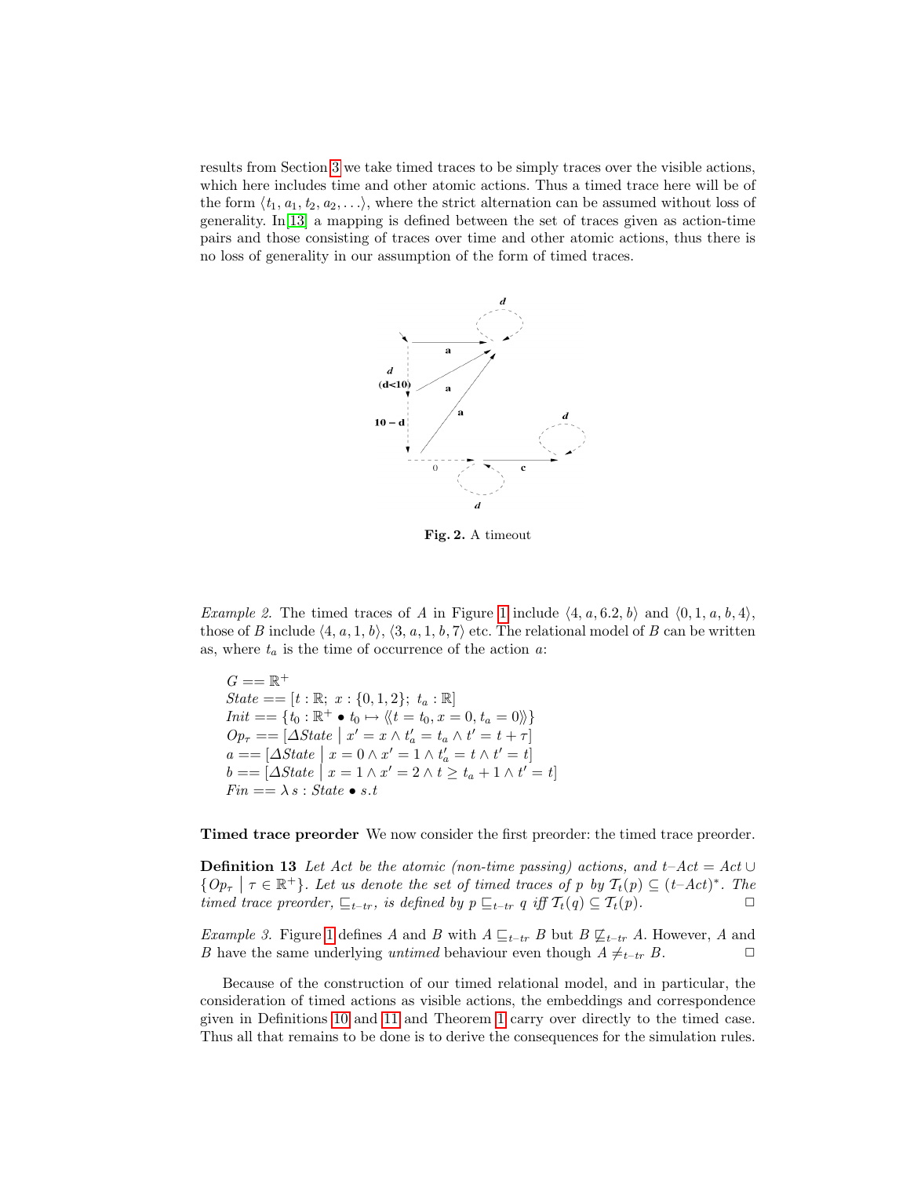results from Section 3 we take timed traces to be simply traces over the visible actions, which here includes time and other atomic actions. Thus a timed trace here will be of the form $\langle t_1, a_1, t_2, a_2, \ldots \rangle$, where the strict alternation can be assumed without loss of generality. In [13] a mapping is defined between the set of traces given as action-time pairs and those consisting of traces over time and other atomic actions, thus there is no loss of generality in our assumption of the form of timed traces.

**Fig. 2.** A timeout

*Example 2.* The timed traces of $A$ in Figure 1 include $\langle 4, a, 6.2, b \rangle$ and $\langle 0, 1, a, b, 4 \rangle$, those of $B$ include $\langle 4, a, 1, b \rangle$, $\langle 3, a, 1, b, 7 \rangle$ etc. The relational model of $B$ can be written as, where $t_a$ is the time of occurrence of the action $a$:

$$
\begin{array}{l}
G == \mathbb{R}^+ \\
State == [t : \mathbb{R};\ x : \{0, 1, 2\};\ t_a : \mathbb{R}] \\
Init == \{t_0 : \mathbb{R}^+ \bullet t_0 \mapsto \langle\!\langle t = t_0, x = 0, t_a = 0 \rangle\!\rangle\} \\
Op_\tau == [\Delta State \mid x' = x \wedge t_a' = t_a \wedge t' = t + \tau] \\
a == [\Delta State \mid x = 0 \wedge x' = 1 \wedge t_a' = t \wedge t' = t] \\
b == [\Delta State \mid x = 1 \wedge x' = 2 \wedge t \geq t_a + 1 \wedge t' = t] \\
Fin == \lambda\, s : State \bullet s.t
\end{array}
$$

**Timed trace preorder** We now consider the first preorder: the timed trace preorder.

**Definition 13** *Let $Act$ be the atomic (non-time passing) actions, and $t\text{–}Act = Act \cup \{Op_\tau \mid \tau \in \mathbb{R}^+\}$. Let us denote the set of timed traces of $p$ by $\mathcal{T}_t(p) \subseteq (t\text{–}Act)^*$. The timed trace preorder, $\sqsubseteq_{t-tr}$, is defined by $p \sqsubseteq_{t-tr} q$ iff $\mathcal{T}_t(q) \subseteq \mathcal{T}_t(p)$.* □

*Example 3.* Figure 1 defines $A$ and $B$ with $A \sqsubseteq_{t-tr} B$ but $B \not\sqsubseteq_{t-tr} A$. However, $A$ and $B$ have the same underlying *untimed* behaviour even though $A \neq_{t-tr} B$. □

Because of the construction of our timed relational model, and in particular, the consideration of timed actions as visible actions, the embeddings and correspondence given in Definitions 10 and 11 and Theorem 1 carry over directly to the timed case. Thus all that remains to be done is to derive the consequences for the simulation rules.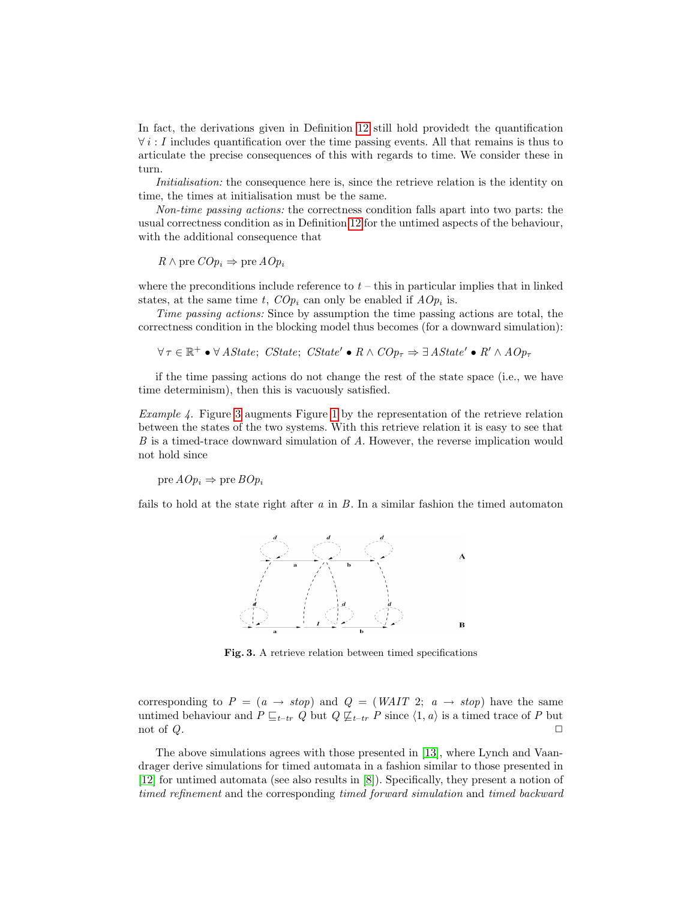In fact, the derivations given in Definition 12 still hold providedt the quantification $\forall\, i : I$ includes quantification over the time passing events. All that remains is thus to articulate the precise consequences of this with regards to time. We consider these in turn.

*Initialisation:* the consequence here is, since the retrieve relation is the identity on time, the times at initialisation must be the same.

*Non-time passing actions:* the correctness condition falls apart into two parts: the usual correctness condition as in Definition 12 for the untimed aspects of the behaviour, with the additional consequence that

$$R \wedge \text{pre } COp_i \Rightarrow \text{pre } AOp_i$$

where the preconditions include reference to $t$ – this in particular implies that in linked states, at the same time $t$, $COp_i$ can only be enabled if $AOp_i$ is.

*Time passing actions:* Since by assumption the time passing actions are total, the correctness condition in the blocking model thus becomes (for a downward simulation):

$$\forall\, \tau \in \mathbb{R}^+ \bullet \forall\, AState;\ CState;\ CState' \bullet R \wedge COp_\tau \Rightarrow \exists\, AState' \bullet R' \wedge AOp_\tau$$

if the time passing actions do not change the rest of the state space (i.e., we have time determinism), then this is vacuously satisfied.

*Example 4.* Figure 3 augments Figure 1 by the representation of the retrieve relation between the states of the two systems. With this retrieve relation it is easy to see that $B$ is a timed-trace downward simulation of $A$. However, the reverse implication would not hold since

$$\text{pre } AOp_i \Rightarrow \text{pre } BOp_i$$

fails to hold at the state right after $a$ in $B$. In a similar fashion the timed automaton

**Fig. 3.** A retrieve relation between timed specifications

corresponding to $P = (a \rightarrow stop)$ and $Q = (WAIT\ 2;\ a \rightarrow stop)$ have the same untimed behaviour and $P \sqsubseteq_{t-tr} Q$ but $Q \not\sqsubseteq_{t-tr} P$ since $\langle 1, a\rangle$ is a timed trace of $P$ but not of $Q$. □

The above simulations agrees with those presented in [13], where Lynch and Vaandrager derive simulations for timed automata in a fashion similar to those presented in [12] for untimed automata (see also results in [8]). Specifically, they present a notion of *timed refinement* and the corresponding *timed forward simulation* and *timed backward*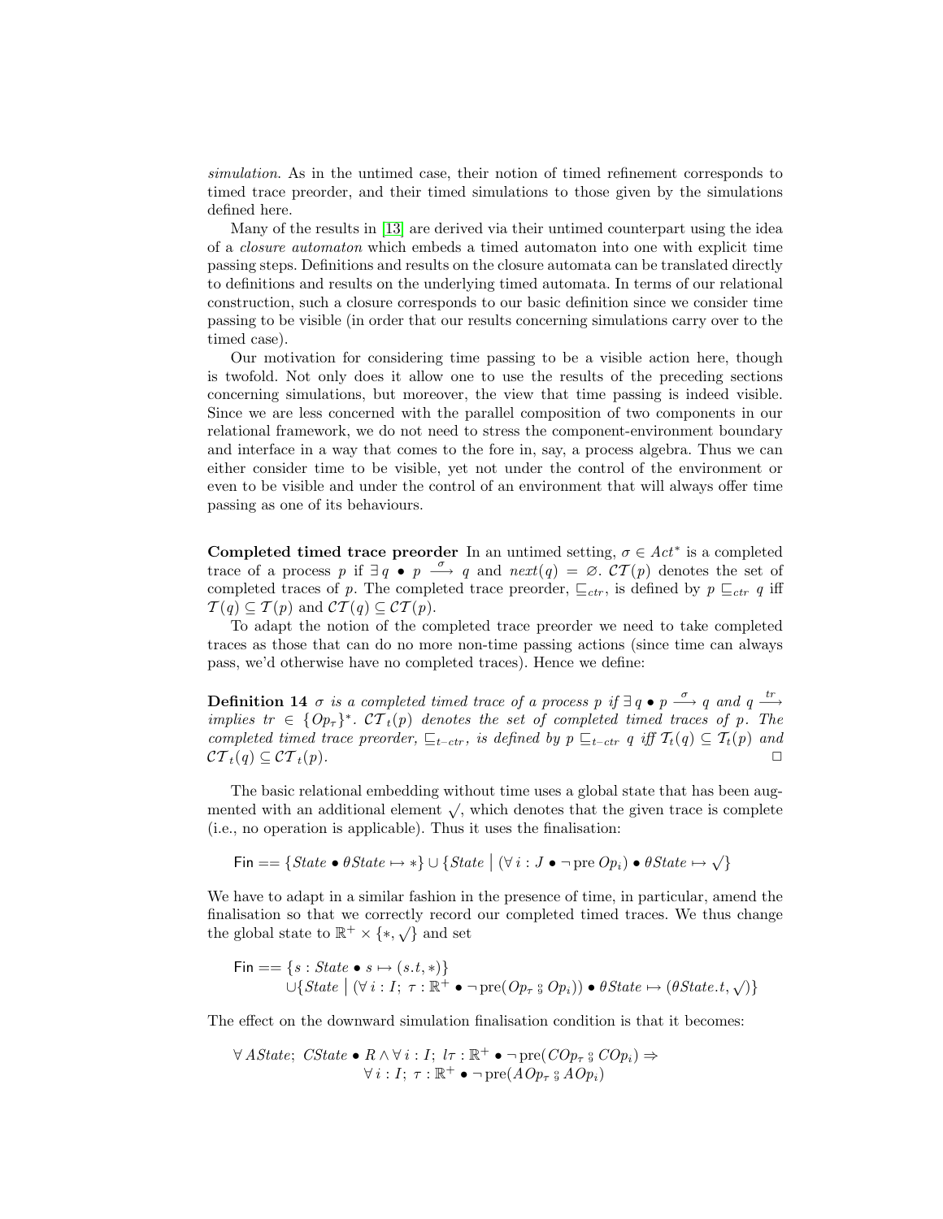*simulation*. As in the untimed case, their notion of timed refinement corresponds to timed trace preorder, and their timed simulations to those given by the simulations defined here.

Many of the results in [13] are derived via their untimed counterpart using the idea of a *closure automaton* which embeds a timed automaton into one with explicit time passing steps. Definitions and results on the closure automata can be translated directly to definitions and results on the underlying timed automata. In terms of our relational construction, such a closure corresponds to our basic definition since we consider time passing to be visible (in order that our results concerning simulations carry over to the timed case).

Our motivation for considering time passing to be a visible action here, though is twofold. Not only does it allow one to use the results of the preceding sections concerning simulations, but moreover, the view that time passing is indeed visible. Since we are less concerned with the parallel composition of two components in our relational framework, we do not need to stress the component-environment boundary and interface in a way that comes to the fore in, say, a process algebra. Thus we can either consider time to be visible, yet not under the control of the environment or even to be visible and under the control of an environment that will always offer time passing as one of its behaviours.

**Completed timed trace preorder** In an untimed setting, $\sigma \in Act^*$ is a completed trace of a process $p$ if $\exists\, q \bullet p \xrightarrow{\sigma} q$ and $next(q) = \varnothing$. $\mathcal{CT}(p)$ denotes the set of completed traces of $p$. The completed trace preorder, $\sqsubseteq_{ctr}$, is defined by $p \sqsubseteq_{ctr} q$ iff $\mathcal{T}(q) \subseteq \mathcal{T}(p)$ and $\mathcal{CT}(q) \subseteq \mathcal{CT}(p)$.

To adapt the notion of the completed trace preorder we need to take completed traces as those that can do no more non-time passing actions (since time can always pass, we'd otherwise have no completed traces). Hence we define:

**Definition 14** *$\sigma$ is a completed timed trace of a process $p$ if $\exists\, q \bullet p \xrightarrow{\sigma} q$ and $q \xrightarrow{tr}$ implies $tr \in \{Op_\tau\}^*$. $\mathcal{CT}_t(p)$ denotes the set of completed timed traces of $p$. The completed timed trace preorder, $\sqsubseteq_{t-ctr}$, is defined by $p \sqsubseteq_{t-ctr} q$ iff $\mathcal{T}_t(q) \subseteq \mathcal{T}_t(p)$ and $\mathcal{CT}_t(q) \subseteq \mathcal{CT}_t(p)$.* □

The basic relational embedding without time uses a global state that has been augmented with an additional element $\surd$, which denotes that the given trace is complete (i.e., no operation is applicable). Thus it uses the finalisation:

$$\mathsf{Fin} == \{State \bullet \theta State \mapsto *\} \cup \{State \mid (\forall\, i : J \bullet \neg \operatorname{pre} Op_i) \bullet \theta State \mapsto \surd\}$$

We have to adapt in a similar fashion in the presence of time, in particular, amend the finalisation so that we correctly record our completed timed traces. We thus change the global state to $\mathbb{R}^+ \times \{*, \surd\}$ and set

$$\begin{aligned}\mathsf{Fin} == &\{s : State \bullet s \mapsto (s.t, *)\}\\ &\cup \{State \mid (\forall\, i : I;\ \tau : \mathbb{R}^+ \bullet \neg \operatorname{pre}(Op_\tau \fatsemi Op_i)) \bullet \theta State \mapsto (\theta State.t, \surd)\}\end{aligned}$$

The effect on the downward simulation finalisation condition is that it becomes:

$$\begin{aligned}\forall\, AState;\ CState \bullet R \wedge \forall\, i : I;\ l\tau : \mathbb{R}^+ \bullet \neg \operatorname{pre}(COp_\tau \fatsemi COp_i) \Rightarrow\\ \forall\, i : I;\ \tau : \mathbb{R}^+ \bullet \neg \operatorname{pre}(AOp_\tau \fatsemi AOp_i)\end{aligned}$$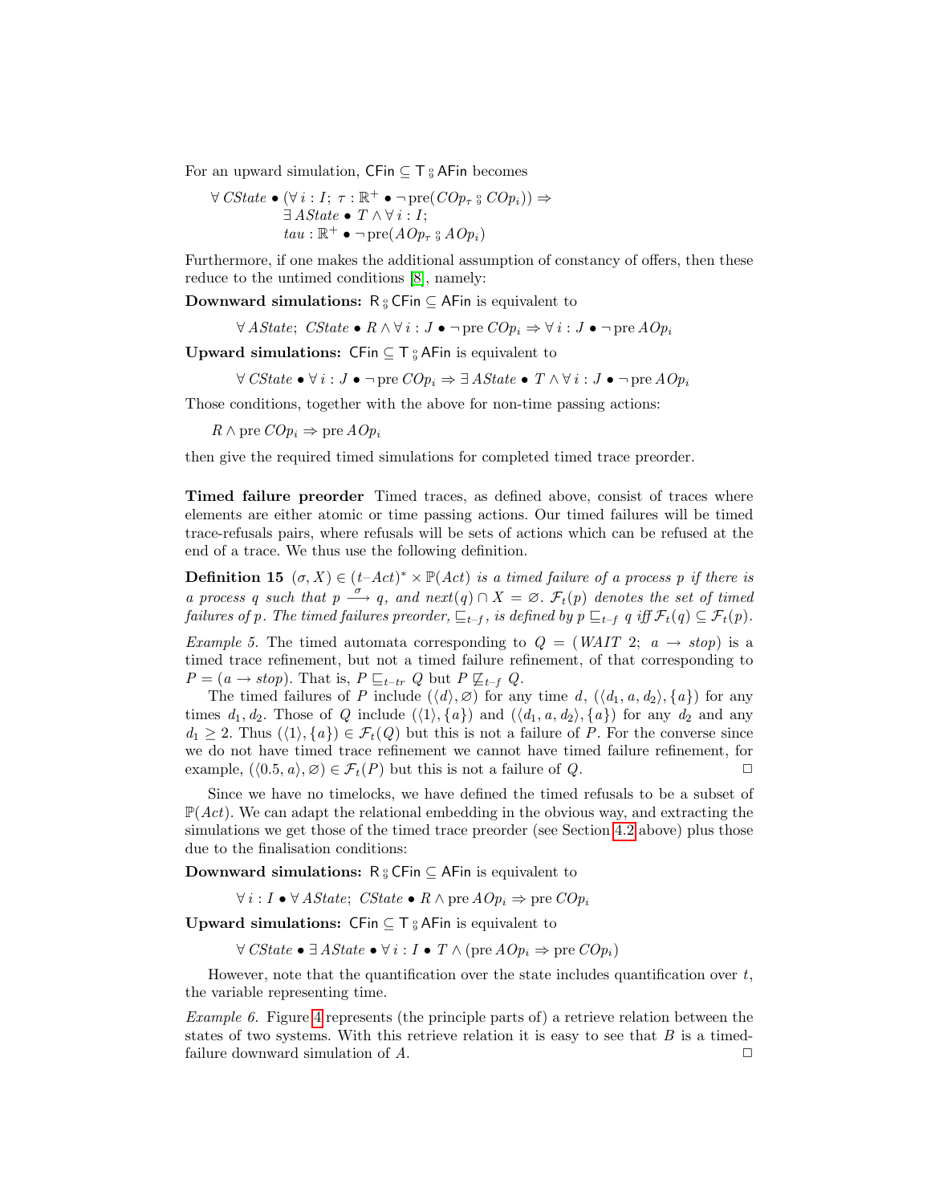For an upward simulation, $\mathsf{CFin} \subseteq \mathsf{T} \,⨾\, \mathsf{AFin}$ becomes

$$\begin{array}{l} \forall\, CState \bullet (\forall\, i : I;\ \tau : \mathbb{R}^+ \bullet \neg\, \text{pre}(COp_\tau \,⨾\, COp_i)) \Rightarrow \\ \qquad \exists\, AState \bullet\ T \wedge \forall\, i : I; \\ \qquad tau : \mathbb{R}^+ \bullet \neg\, \text{pre}(AOp_\tau \,⨾\, AOp_i) \end{array}$$

Furthermore, if one makes the additional assumption of constancy of offers, then these reduce to the untimed conditions [8], namely:

**Downward simulations:** $\mathsf{R} \,⨾\, \mathsf{CFin} \subseteq \mathsf{AFin}$ is equivalent to

$$\forall\, AState;\ CState \bullet R \wedge \forall\, i : J \bullet \neg\, \text{pre}\, COp_i \Rightarrow \forall\, i : J \bullet \neg\, \text{pre}\, AOp_i$$

**Upward simulations:** $\mathsf{CFin} \subseteq \mathsf{T} \,⨾\, \mathsf{AFin}$ is equivalent to

$$\forall\, CState \bullet \forall\, i : J \bullet \neg\, \text{pre}\, COp_i \Rightarrow \exists\, AState \bullet\ T \wedge \forall\, i : J \bullet \neg\, \text{pre}\, AOp_i$$

Those conditions, together with the above for non-time passing actions:

$$R \wedge \text{pre}\, COp_i \Rightarrow \text{pre}\, AOp_i$$

then give the required timed simulations for completed timed trace preorder.

**Timed failure preorder** Timed traces, as defined above, consist of traces where elements are either atomic or time passing actions. Our timed failures will be timed trace-refusals pairs, where refusals will be sets of actions which can be refused at the end of a trace. We thus use the following definition.

**Definition 15** *$(\sigma, X) \in (t\text{–}Act)^* \times \mathbb{P}(Act)$ is a timed failure of a process $p$ if there is a process $q$ such that $p \xrightarrow{\sigma} q$, and $next(q) \cap X = \varnothing$. $\mathcal{F}_t(p)$ denotes the set of timed failures of $p$. The timed failures preorder, $\sqsubseteq_{t-f}$, is defined by $p \sqsubseteq_{t-f} q$ iff $\mathcal{F}_t(q) \subseteq \mathcal{F}_t(p)$.*

*Example 5.* The timed automata corresponding to $Q = (WAIT\ 2;\ a \rightarrow stop)$ is a timed trace refinement, but not a timed failure refinement, of that corresponding to $P = (a \rightarrow stop)$. That is, $P \sqsubseteq_{t-tr} Q$ but $P \not\sqsubseteq_{t-f} Q$.

The timed failures of $P$ include $(\langle d \rangle, \varnothing)$ for any time $d$, $(\langle d_1, a, d_2 \rangle, \{a\})$ for any times $d_1, d_2$. Those of $Q$ include $(\langle 1 \rangle, \{a\})$ and $(\langle d_1, a, d_2 \rangle, \{a\})$ for any $d_2$ and any $d_1 \geq 2$. Thus $(\langle 1 \rangle, \{a\}) \in \mathcal{F}_t(Q)$ but this is not a failure of $P$. For the converse since we do not have timed trace refinement we cannot have timed failure refinement, for example, $(\langle 0.5, a \rangle, \varnothing) \in \mathcal{F}_t(P)$ but this is not a failure of $Q$. □

Since we have no timelocks, we have defined the timed refusals to be a subset of $\mathbb{P}(Act)$. We can adapt the relational embedding in the obvious way, and extracting the simulations we get those of the timed trace preorder (see Section 4.2 above) plus those due to the finalisation conditions:

**Downward simulations:** $\mathsf{R} \,⨾\, \mathsf{CFin} \subseteq \mathsf{AFin}$ is equivalent to

$$\forall\, i : I \bullet \forall\, AState;\ CState \bullet R \wedge \text{pre}\, AOp_i \Rightarrow \text{pre}\, COp_i$$

**Upward simulations:** $\mathsf{CFin} \subseteq \mathsf{T} \,⨾\, \mathsf{AFin}$ is equivalent to

$$\forall\, CState \bullet \exists\, AState \bullet \forall\, i : I \bullet T \wedge (\text{pre}\, AOp_i \Rightarrow \text{pre}\, COp_i)$$

However, note that the quantification over the state includes quantification over $t$, the variable representing time.

*Example 6.* Figure 4 represents (the principle parts of) a retrieve relation between the states of two systems. With this retrieve relation it is easy to see that $B$ is a timed-failure downward simulation of $A$. □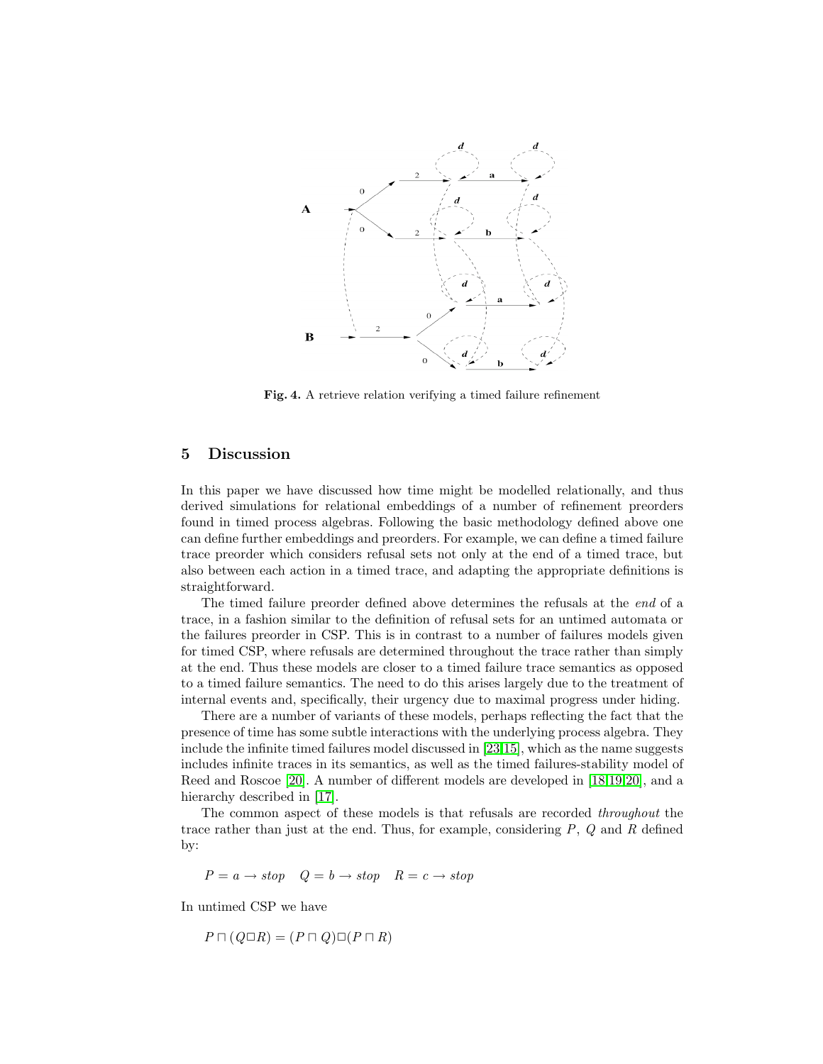Fig. 4. A retrieve relation verifying a timed failure refinement

## 5 Discussion

In this paper we have discussed how time might be modelled relationally, and thus derived simulations for relational embeddings of a number of refinement preorders found in timed process algebras. Following the basic methodology defined above one can define further embeddings and preorders. For example, we can define a timed failure trace preorder which considers refusal sets not only at the end of a timed trace, but also between each action in a timed trace, and adapting the appropriate definitions is straightforward.

The timed failure preorder defined above determines the refusals at the *end* of a trace, in a fashion similar to the definition of refusal sets for an untimed automata or the failures preorder in CSP. This is in contrast to a number of failures models given for timed CSP, where refusals are determined throughout the trace rather than simply at the end. Thus these models are closer to a timed failure trace semantics as opposed to a timed failure semantics. The need to do this arises largely due to the treatment of internal events and, specifically, their urgency due to maximal progress under hiding.

There are a number of variants of these models, perhaps reflecting the fact that the presence of time has some subtle interactions with the underlying process algebra. They include the infinite timed failures model discussed in [23,15], which as the name suggests includes infinite traces in its semantics, as well as the timed failures-stability model of Reed and Roscoe [20]. A number of different models are developed in [18,19,20], and a hierarchy described in [17].

The common aspect of these models is that refusals are recorded *throughout* the trace rather than just at the end. Thus, for example, considering $P$, $Q$ and $R$ defined by:

$$P = a \rightarrow stop \quad Q = b \rightarrow stop \quad R = c \rightarrow stop$$

In untimed CSP we have

$$P \sqcap (Q \Box R) = (P \sqcap Q) \Box (P \sqcap R)$$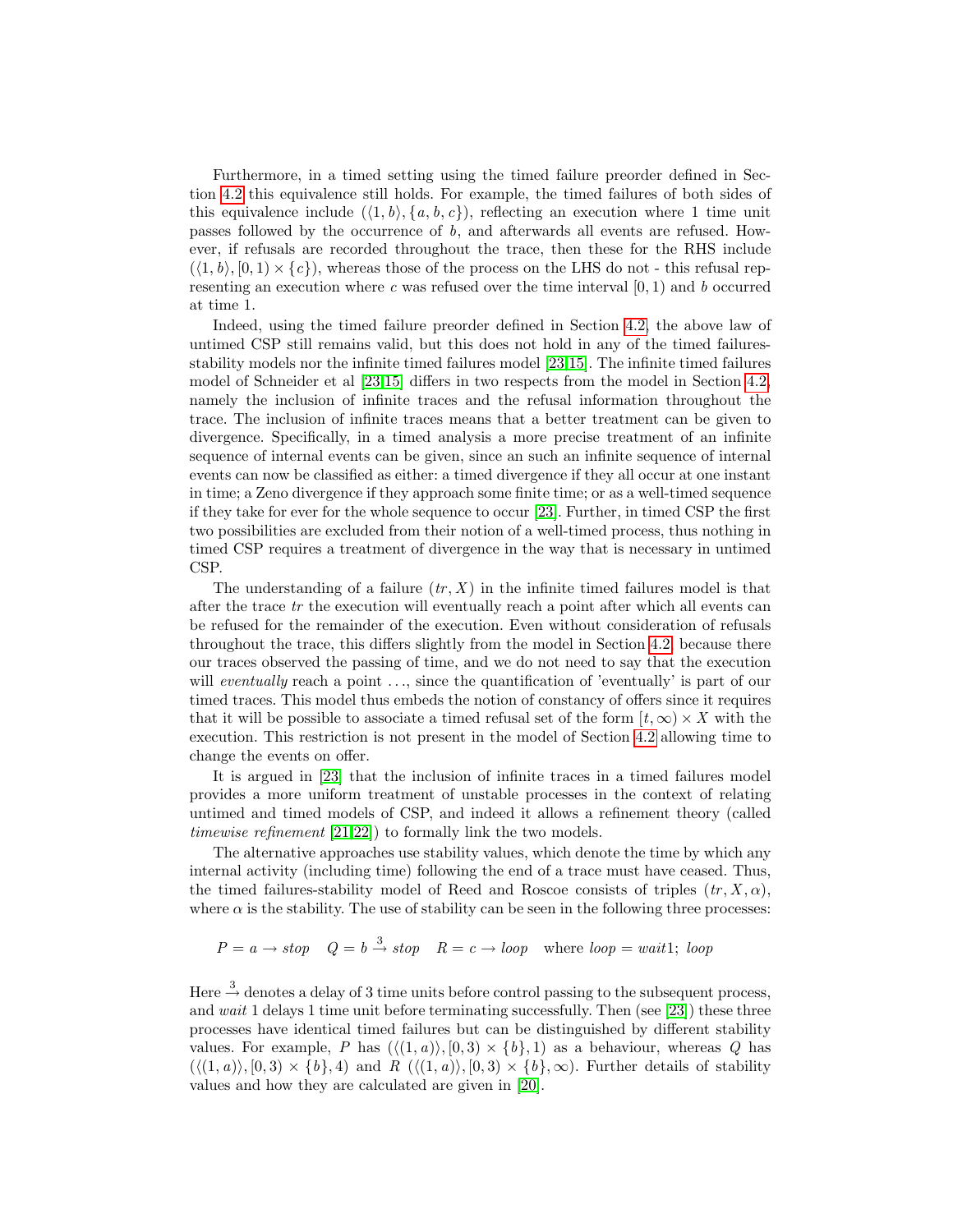Furthermore, in a timed setting using the timed failure preorder defined in Section 4.2 this equivalence still holds. For example, the timed failures of both sides of this equivalence include $(\langle 1, b\rangle, \{a, b, c\})$, reflecting an execution where 1 time unit passes followed by the occurrence of $b$, and afterwards all events are refused. However, if refusals are recorded throughout the trace, then these for the RHS include $(\langle 1, b\rangle, [0, 1) \times \{c\})$, whereas those of the process on the LHS do not - this refusal representing an execution where $c$ was refused over the time interval $[0, 1)$ and $b$ occurred at time 1.

Indeed, using the timed failure preorder defined in Section 4.2, the above law of untimed CSP still remains valid, but this does not hold in any of the timed failures-stability models nor the infinite timed failures model [23,15]. The infinite timed failures model of Schneider et al [23,15] differs in two respects from the model in Section 4.2, namely the inclusion of infinite traces and the refusal information throughout the trace. The inclusion of infinite traces means that a better treatment can be given to divergence. Specifically, in a timed analysis a more precise treatment of an infinite sequence of internal events can be given, since an such an infinite sequence of internal events can now be classified as either: a timed divergence if they all occur at one instant in time; a Zeno divergence if they approach some finite time; or as a well-timed sequence if they take for ever for the whole sequence to occur [23]. Further, in timed CSP the first two possibilities are excluded from their notion of a well-timed process, thus nothing in timed CSP requires a treatment of divergence in the way that is necessary in untimed CSP.

The understanding of a failure $(tr, X)$ in the infinite timed failures model is that after the trace $tr$ the execution will eventually reach a point after which all events can be refused for the remainder of the execution. Even without consideration of refusals throughout the trace, this differs slightly from the model in Section 4.2, because there our traces observed the passing of time, and we do not need to say that the execution will *eventually* reach a point ..., since the quantification of 'eventually' is part of our timed traces. This model thus embeds the notion of constancy of offers since it requires that it will be possible to associate a timed refusal set of the form $[t, \infty) \times X$ with the execution. This restriction is not present in the model of Section 4.2 allowing time to change the events on offer.

It is argued in [23] that the inclusion of infinite traces in a timed failures model provides a more uniform treatment of unstable processes in the context of relating untimed and timed models of CSP, and indeed it allows a refinement theory (called *timewise refinement* [21,22]) to formally link the two models.

The alternative approaches use stability values, which denote the time by which any internal activity (including time) following the end of a trace must have ceased. Thus, the timed failures-stability model of Reed and Roscoe consists of triples $(tr, X, \alpha)$, where $\alpha$ is the stability. The use of stability can be seen in the following three processes:

$$P = a \rightarrow stop \quad Q = b \xrightarrow{3} stop \quad R = c \rightarrow loop \quad \text{where } loop = wait 1;\ loop$$

Here $\xrightarrow{3}$ denotes a delay of 3 time units before control passing to the subsequent process, and *wait* 1 delays 1 time unit before terminating successfully. Then (see [23]) these three processes have identical timed failures but can be distinguished by different stability values. For example, $P$ has $(\langle(1, a)\rangle, [0, 3) \times \{b\}, 1)$ as a behaviour, whereas $Q$ has $(\langle(1, a)\rangle, [0, 3) \times \{b\}, 4)$ and $R$ $(\langle(1, a)\rangle, [0, 3) \times \{b\}, \infty)$. Further details of stability values and how they are calculated are given in [20].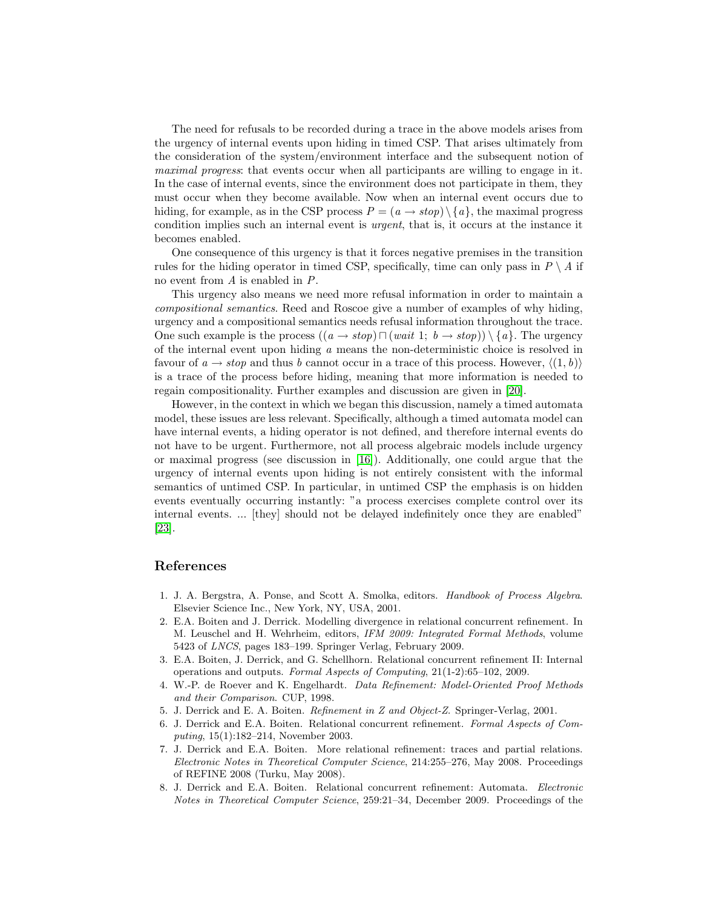The need for refusals to be recorded during a trace in the above models arises from the urgency of internal events upon hiding in timed CSP. That arises ultimately from the consideration of the system/environment interface and the subsequent notion of *maximal progress*: that events occur when all participants are willing to engage in it. In the case of internal events, since the environment does not participate in them, they must occur when they become available. Now when an internal event occurs due to hiding, for example, as in the CSP process $P = (a \rightarrow stop) \setminus \{a\}$, the maximal progress condition implies such an internal event is *urgent*, that is, it occurs at the instance it becomes enabled.

One consequence of this urgency is that it forces negative premises in the transition rules for the hiding operator in timed CSP, specifically, time can only pass in $P \setminus A$ if no event from $A$ is enabled in $P$.

This urgency also means we need more refusal information in order to maintain a *compositional semantics*. Reed and Roscoe give a number of examples of why hiding, urgency and a compositional semantics needs refusal information throughout the trace. One such example is the process $((a \rightarrow stop) \sqcap (wait\ 1;\ b \rightarrow stop)) \setminus \{a\}$. The urgency of the internal event upon hiding $a$ means the non-deterministic choice is resolved in favour of $a \rightarrow stop$ and thus $b$ cannot occur in a trace of this process. However, $\langle (1, b) \rangle$ is a trace of the process before hiding, meaning that more information is needed to regain compositionality. Further examples and discussion are given in [20].

However, in the context in which we began this discussion, namely a timed automata model, these issues are less relevant. Specifically, although a timed automata model can have internal events, a hiding operator is not defined, and therefore internal events do not have to be urgent. Furthermore, not all process algebraic models include urgency or maximal progress (see discussion in [16]). Additionally, one could argue that the urgency of internal events upon hiding is not entirely consistent with the informal semantics of untimed CSP. In particular, in untimed CSP the emphasis is on hidden events eventually occurring instantly: "a process exercises complete control over its internal events. ... [they] should not be delayed indefinitely once they are enabled" [23].

## References

1. J. A. Bergstra, A. Ponse, and Scott A. Smolka, editors. *Handbook of Process Algebra*. Elsevier Science Inc., New York, NY, USA, 2001.
2. E.A. Boiten and J. Derrick. Modelling divergence in relational concurrent refinement. In M. Leuschel and H. Wehrheim, editors, *IFM 2009: Integrated Formal Methods*, volume 5423 of *LNCS*, pages 183–199. Springer Verlag, February 2009.
3. E.A. Boiten, J. Derrick, and G. Schellhorn. Relational concurrent refinement II: Internal operations and outputs. *Formal Aspects of Computing*, 21(1-2):65–102, 2009.
4. W.-P. de Roever and K. Engelhardt. *Data Refinement: Model-Oriented Proof Methods and their Comparison*. CUP, 1998.
5. J. Derrick and E. A. Boiten. *Refinement in Z and Object-Z*. Springer-Verlag, 2001.
6. J. Derrick and E.A. Boiten. Relational concurrent refinement. *Formal Aspects of Computing*, 15(1):182–214, November 2003.
7. J. Derrick and E.A. Boiten. More relational refinement: traces and partial relations. *Electronic Notes in Theoretical Computer Science*, 214:255–276, May 2008. Proceedings of REFINE 2008 (Turku, May 2008).
8. J. Derrick and E.A. Boiten. Relational concurrent refinement: Automata. *Electronic Notes in Theoretical Computer Science*, 259:21–34, December 2009. Proceedings of the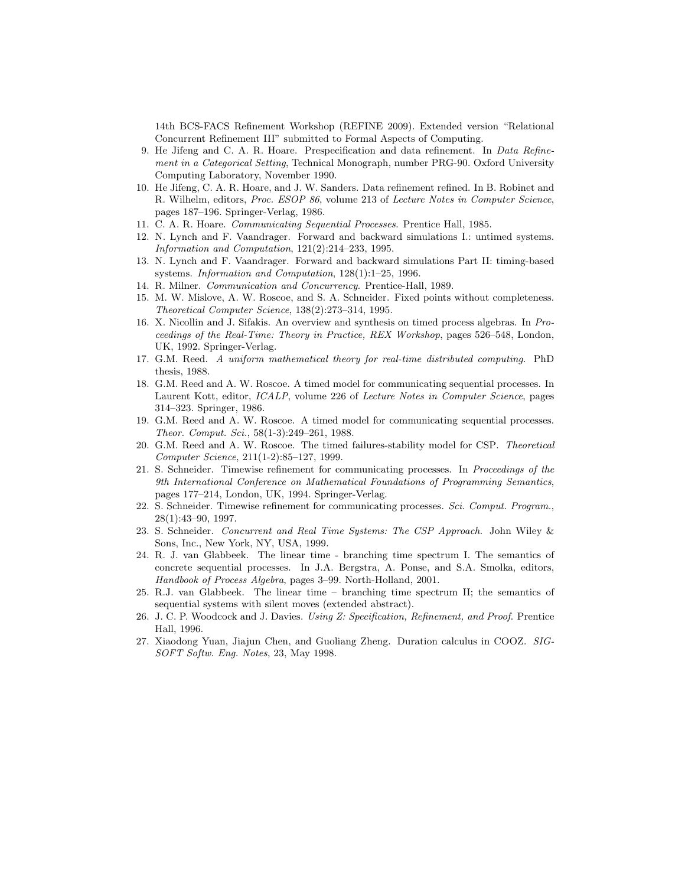14th BCS-FACS Refinement Workshop (REFINE 2009). Extended version "Relational Concurrent Refinement III" submitted to Formal Aspects of Computing.

9. He Jifeng and C. A. R. Hoare. Prespecification and data refinement. In *Data Refinement in a Categorical Setting*, Technical Monograph, number PRG-90. Oxford University Computing Laboratory, November 1990.
10. He Jifeng, C. A. R. Hoare, and J. W. Sanders. Data refinement refined. In B. Robinet and R. Wilhelm, editors, *Proc. ESOP 86*, volume 213 of *Lecture Notes in Computer Science*, pages 187–196. Springer-Verlag, 1986.
11. C. A. R. Hoare. *Communicating Sequential Processes*. Prentice Hall, 1985.
12. N. Lynch and F. Vaandrager. Forward and backward simulations I.: untimed systems. *Information and Computation*, 121(2):214–233, 1995.
13. N. Lynch and F. Vaandrager. Forward and backward simulations Part II: timing-based systems. *Information and Computation*, 128(1):1–25, 1996.
14. R. Milner. *Communication and Concurrency*. Prentice-Hall, 1989.
15. M. W. Mislove, A. W. Roscoe, and S. A. Schneider. Fixed points without completeness. *Theoretical Computer Science*, 138(2):273–314, 1995.
16. X. Nicollin and J. Sifakis. An overview and synthesis on timed process algebras. In *Proceedings of the Real-Time: Theory in Practice, REX Workshop*, pages 526–548, London, UK, 1992. Springer-Verlag.
17. G.M. Reed. *A uniform mathematical theory for real-time distributed computing*. PhD thesis, 1988.
18. G.M. Reed and A. W. Roscoe. A timed model for communicating sequential processes. In Laurent Kott, editor, *ICALP*, volume 226 of *Lecture Notes in Computer Science*, pages 314–323. Springer, 1986.
19. G.M. Reed and A. W. Roscoe. A timed model for communicating sequential processes. *Theor. Comput. Sci.*, 58(1-3):249–261, 1988.
20. G.M. Reed and A. W. Roscoe. The timed failures-stability model for CSP. *Theoretical Computer Science*, 211(1-2):85–127, 1999.
21. S. Schneider. Timewise refinement for communicating processes. In *Proceedings of the 9th International Conference on Mathematical Foundations of Programming Semantics*, pages 177–214, London, UK, 1994. Springer-Verlag.
22. S. Schneider. Timewise refinement for communicating processes. *Sci. Comput. Program.*, 28(1):43–90, 1997.
23. S. Schneider. *Concurrent and Real Time Systems: The CSP Approach*. John Wiley & Sons, Inc., New York, NY, USA, 1999.
24. R. J. van Glabbeek. The linear time - branching time spectrum I. The semantics of concrete sequential processes. In J.A. Bergstra, A. Ponse, and S.A. Smolka, editors, *Handbook of Process Algebra*, pages 3–99. North-Holland, 2001.
25. R.J. van Glabbeek. The linear time – branching time spectrum II; the semantics of sequential systems with silent moves (extended abstract).
26. J. C. P. Woodcock and J. Davies. *Using Z: Specification, Refinement, and Proof*. Prentice Hall, 1996.
27. Xiaodong Yuan, Jiajun Chen, and Guoliang Zheng. Duration calculus in COOZ. *SIGSOFT Softw. Eng. Notes*, 23, May 1998.